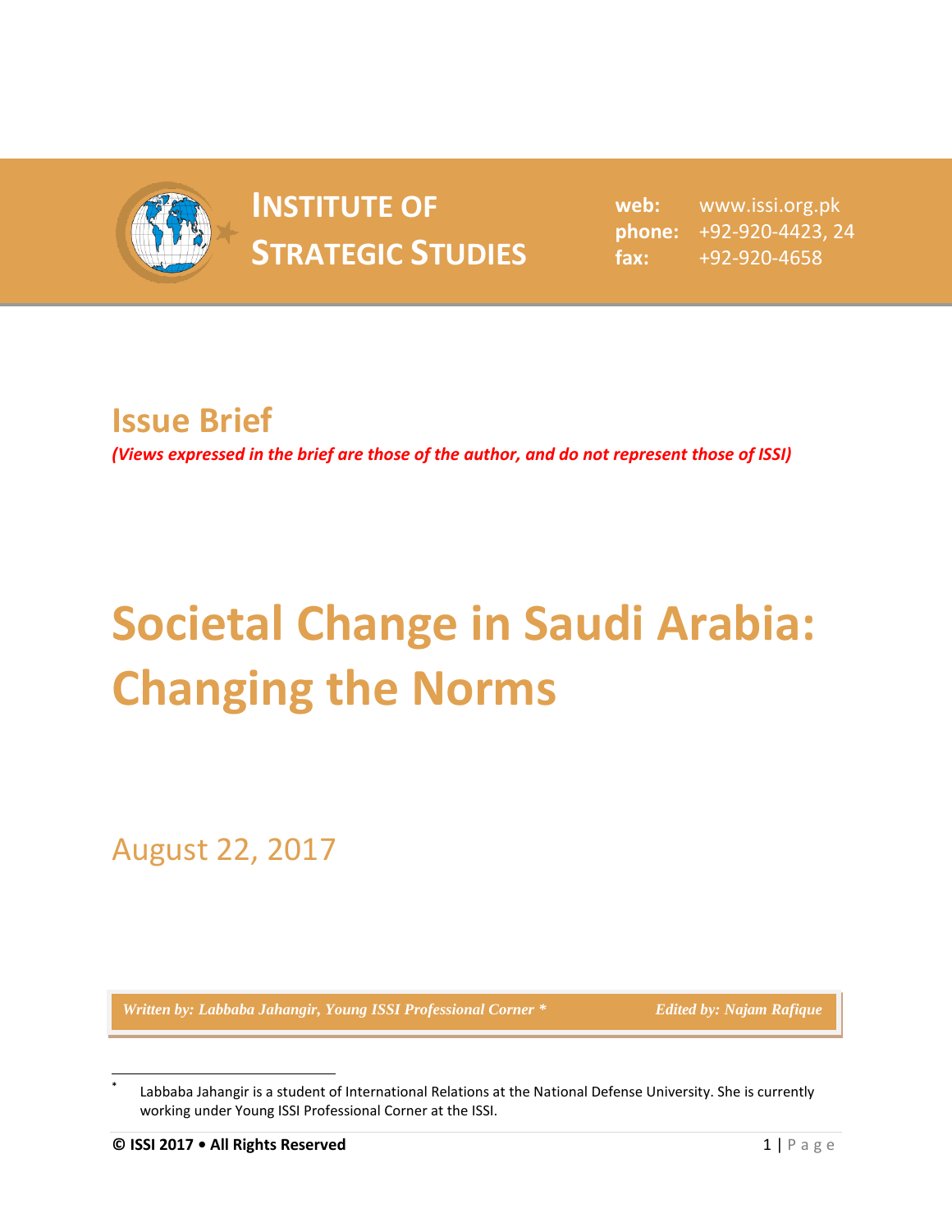**INSTITUTE OF STRATEGIC STUDIES**

web: www.issi.org.pk
phone: +92-920-4423, 24
fax: +92-920-4658

## Issue Brief

*(Views expressed in the brief are those of the author, and do not represent those of ISSI)*

# Societal Change in Saudi Arabia: Changing the Norms

August 22, 2017

*Written by: Labbaba Jahangir, Young ISSI Professional Corner \** *Edited by: Najam Rafique*

\* Labbaba Jahangir is a student of International Relations at the National Defense University. She is currently working under Young ISSI Professional Corner at the ISSI.

**© ISSI 2017 • All Rights Reserved**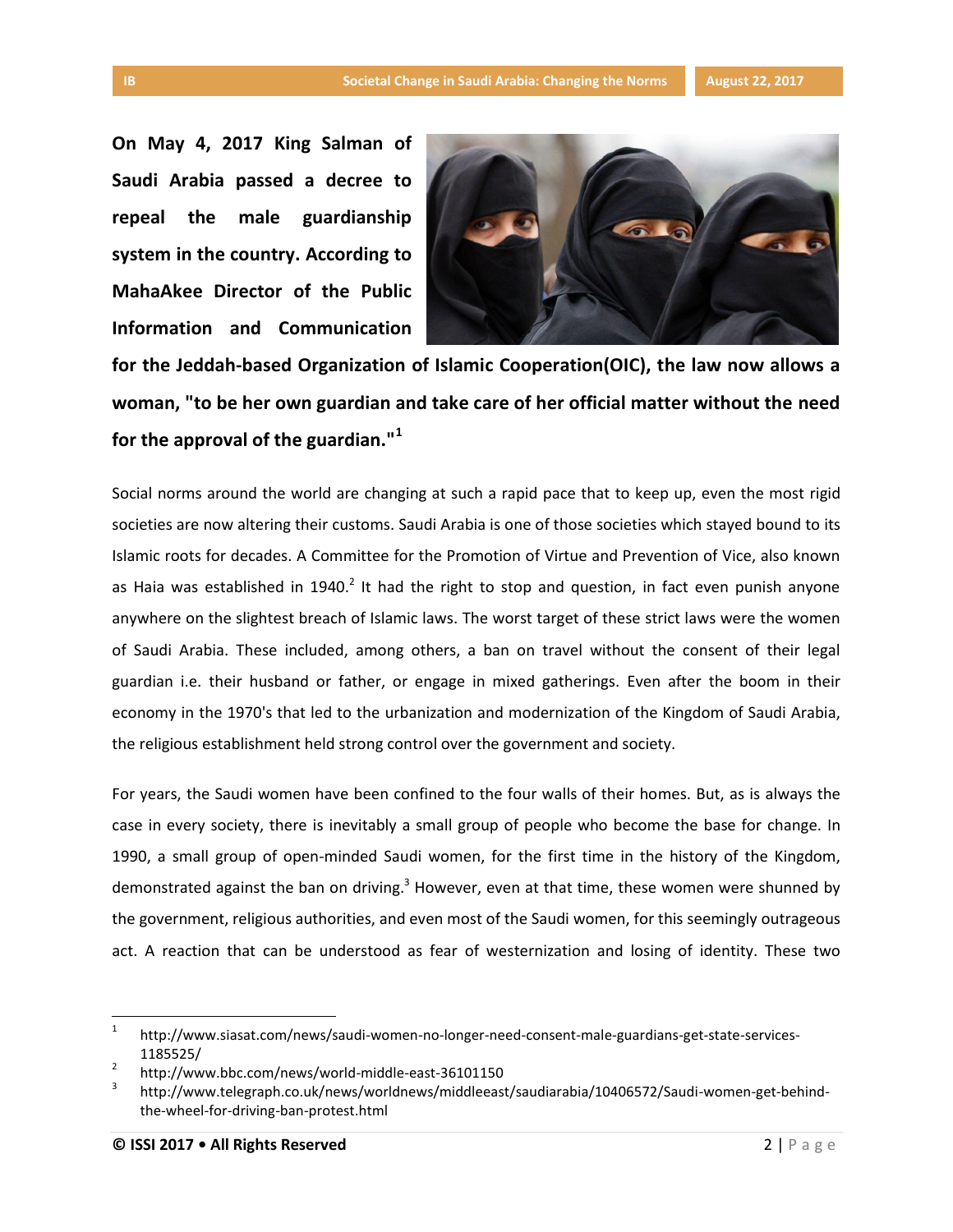**On May 4, 2017 King Salman of Saudi Arabia passed a decree to repeal the male guardianship system in the country. According to MahaAkee Director of the Public Information and Communication for the Jeddah-based Organization of Islamic Cooperation(OIC), the law now allows a woman, "to be her own guardian and take care of her official matter without the need for the approval of the guardian."[1]**

Social norms around the world are changing at such a rapid pace that to keep up, even the most rigid societies are now altering their customs. Saudi Arabia is one of those societies which stayed bound to its Islamic roots for decades. A Committee for the Promotion of Virtue and Prevention of Vice, also known as Haia was established in 1940.[2] It had the right to stop and question, in fact even punish anyone anywhere on the slightest breach of Islamic laws. The worst target of these strict laws were the women of Saudi Arabia. These included, among others, a ban on travel without the consent of their legal guardian i.e. their husband or father, or engage in mixed gatherings. Even after the boom in their economy in the 1970's that led to the urbanization and modernization of the Kingdom of Saudi Arabia, the religious establishment held strong control over the government and society.

For years, the Saudi women have been confined to the four walls of their homes. But, as is always the case in every society, there is inevitably a small group of people who become the base for change. In 1990, a small group of open-minded Saudi women, for the first time in the history of the Kingdom, demonstrated against the ban on driving.[3] However, even at that time, these women were shunned by the government, religious authorities, and even most of the Saudi women, for this seemingly outrageous act. A reaction that can be understood as fear of westernization and losing of identity. These two

---

[1] http://www.siasat.com/news/saudi-women-no-longer-need-consent-male-guardians-get-state-services-1185525/

[2] http://www.bbc.com/news/world-middle-east-36101150

[3] http://www.telegraph.co.uk/news/worldnews/middleeast/saudiarabia/10406572/Saudi-women-get-behind-the-wheel-for-driving-ban-protest.html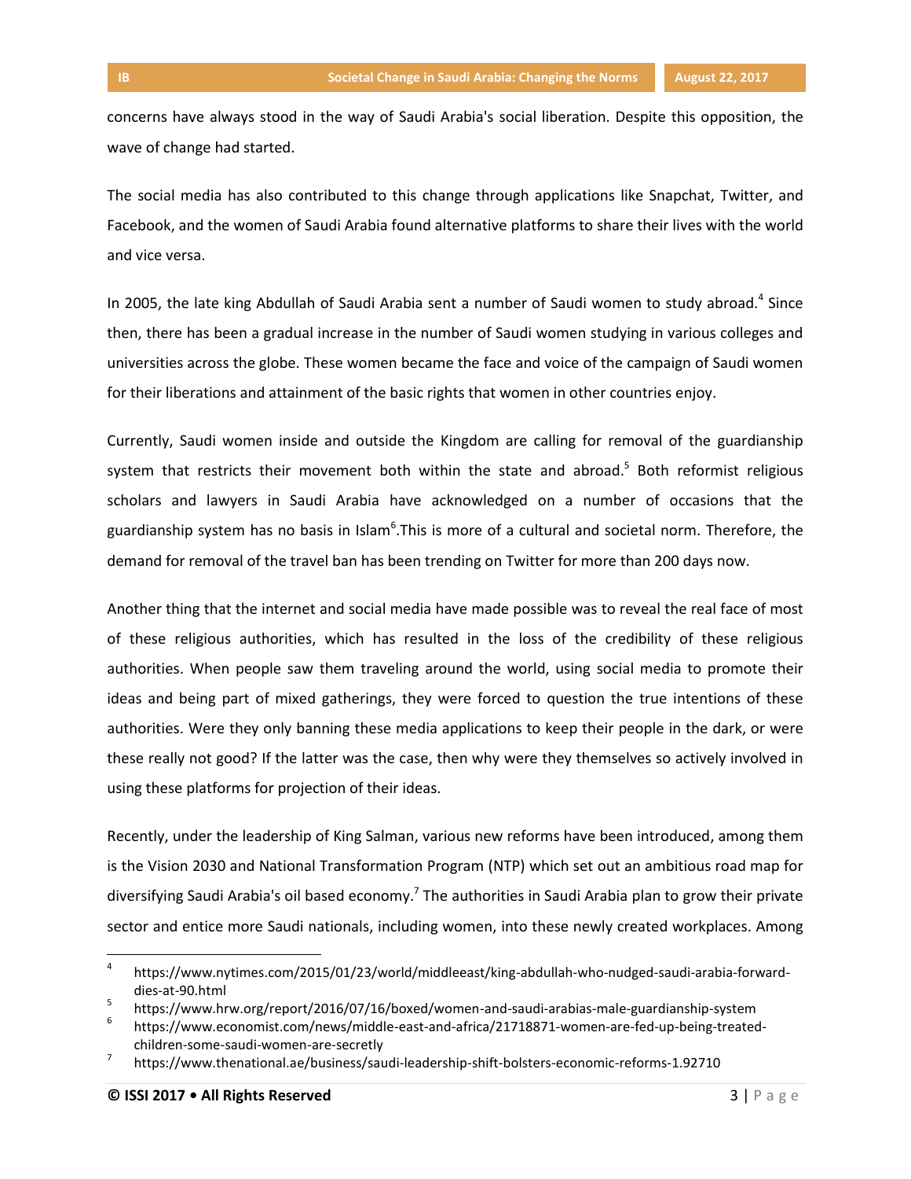concerns have always stood in the way of Saudi Arabia's social liberation. Despite this opposition, the wave of change had started.

The social media has also contributed to this change through applications like Snapchat, Twitter, and Facebook, and the women of Saudi Arabia found alternative platforms to share their lives with the world and vice versa.

In 2005, the late king Abdullah of Saudi Arabia sent a number of Saudi women to study abroad.[4] Since then, there has been a gradual increase in the number of Saudi women studying in various colleges and universities across the globe. These women became the face and voice of the campaign of Saudi women for their liberations and attainment of the basic rights that women in other countries enjoy.

Currently, Saudi women inside and outside the Kingdom are calling for removal of the guardianship system that restricts their movement both within the state and abroad.[5] Both reformist religious scholars and lawyers in Saudi Arabia have acknowledged on a number of occasions that the guardianship system has no basis in Islam[6].This is more of a cultural and societal norm. Therefore, the demand for removal of the travel ban has been trending on Twitter for more than 200 days now.

Another thing that the internet and social media have made possible was to reveal the real face of most of these religious authorities, which has resulted in the loss of the credibility of these religious authorities. When people saw them traveling around the world, using social media to promote their ideas and being part of mixed gatherings, they were forced to question the true intentions of these authorities. Were they only banning these media applications to keep their people in the dark, or were these really not good? If the latter was the case, then why were they themselves so actively involved in using these platforms for projection of their ideas.

Recently, under the leadership of King Salman, various new reforms have been introduced, among them is the Vision 2030 and National Transformation Program (NTP) which set out an ambitious road map for diversifying Saudi Arabia's oil based economy.[7] The authorities in Saudi Arabia plan to grow their private sector and entice more Saudi nationals, including women, into these newly created workplaces. Among

---

[4] https://www.nytimes.com/2015/01/23/world/middleeast/king-abdullah-who-nudged-saudi-arabia-forward-dies-at-90.html

[5] https://www.hrw.org/report/2016/07/16/boxed/women-and-saudi-arabias-male-guardianship-system

[6] https://www.economist.com/news/middle-east-and-africa/21718871-women-are-fed-up-being-treated-children-some-saudi-women-are-secretly

[7] https://www.thenational.ae/business/saudi-leadership-shift-bolsters-economic-reforms-1.92710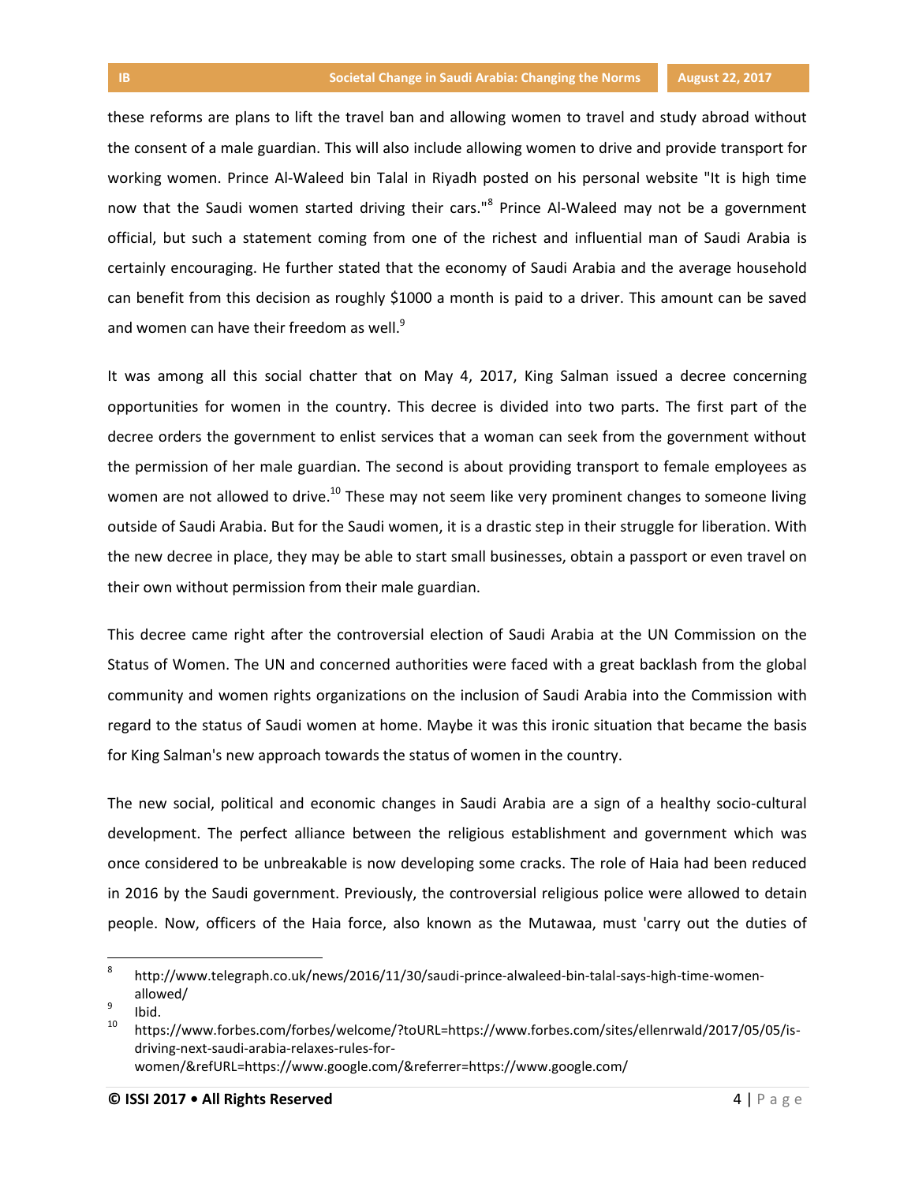these reforms are plans to lift the travel ban and allowing women to travel and study abroad without the consent of a male guardian. This will also include allowing women to drive and provide transport for working women. Prince Al-Waleed bin Talal in Riyadh posted on his personal website "It is high time now that the Saudi women started driving their cars."[8] Prince Al-Waleed may not be a government official, but such a statement coming from one of the richest and influential man of Saudi Arabia is certainly encouraging. He further stated that the economy of Saudi Arabia and the average household can benefit from this decision as roughly $1000 a month is paid to a driver. This amount can be saved and women can have their freedom as well.[9]

It was among all this social chatter that on May 4, 2017, King Salman issued a decree concerning opportunities for women in the country. This decree is divided into two parts. The first part of the decree orders the government to enlist services that a woman can seek from the government without the permission of her male guardian. The second is about providing transport to female employees as women are not allowed to drive.[10] These may not seem like very prominent changes to someone living outside of Saudi Arabia. But for the Saudi women, it is a drastic step in their struggle for liberation. With the new decree in place, they may be able to start small businesses, obtain a passport or even travel on their own without permission from their male guardian.

This decree came right after the controversial election of Saudi Arabia at the UN Commission on the Status of Women. The UN and concerned authorities were faced with a great backlash from the global community and women rights organizations on the inclusion of Saudi Arabia into the Commission with regard to the status of Saudi women at home. Maybe it was this ironic situation that became the basis for King Salman's new approach towards the status of women in the country.

The new social, political and economic changes in Saudi Arabia are a sign of a healthy socio-cultural development. The perfect alliance between the religious establishment and government which was once considered to be unbreakable is now developing some cracks. The role of Haia had been reduced in 2016 by the Saudi government. Previously, the controversial religious police were allowed to detain people. Now, officers of the Haia force, also known as the Mutawaa, must 'carry out the duties of

---

[8] http://www.telegraph.co.uk/news/2016/11/30/saudi-prince-alwaleed-bin-talal-says-high-time-women-allowed/

[9] Ibid.

[10] https://www.forbes.com/forbes/welcome/?toURL=https://www.forbes.com/sites/ellenrwald/2017/05/05/is-driving-next-saudi-arabia-relaxes-rules-for-women/&refURL=https://www.google.com/&referrer=https://www.google.com/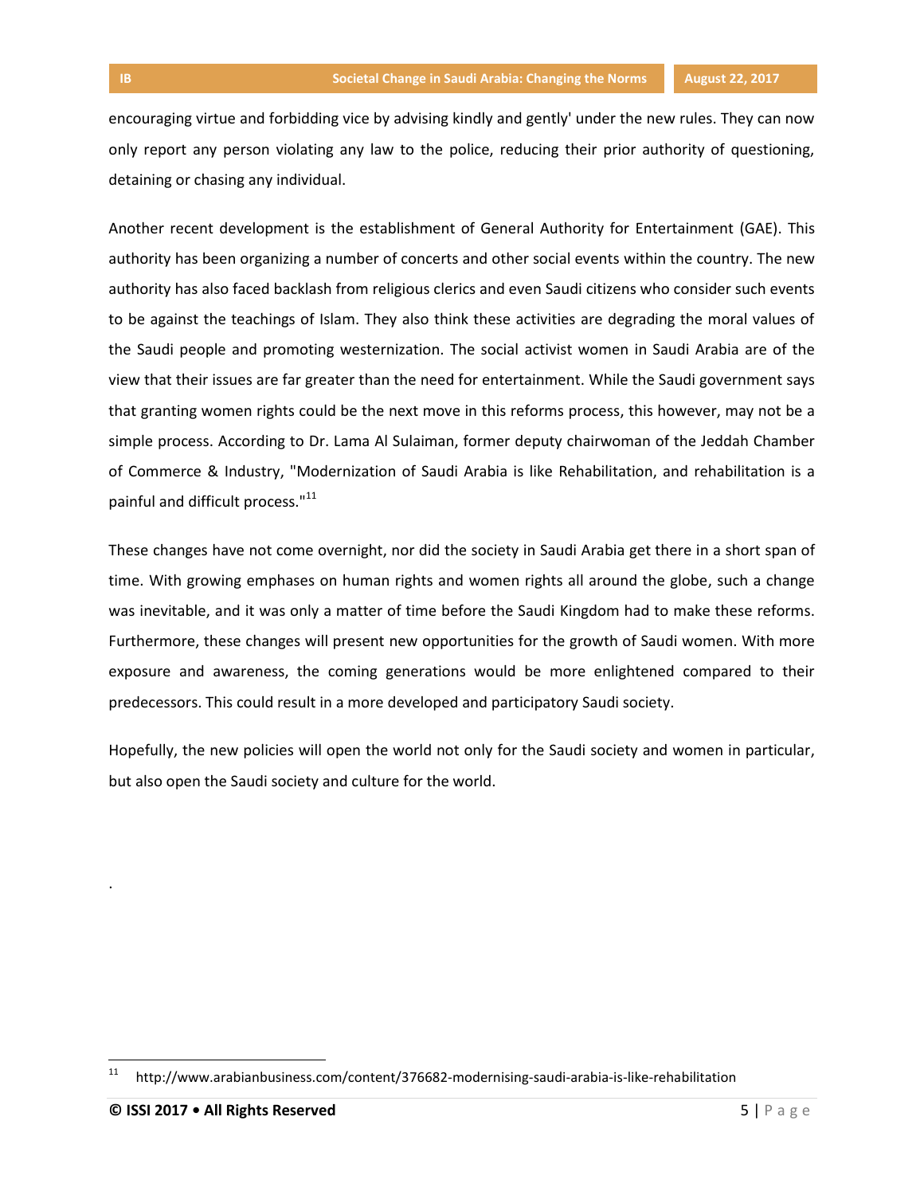encouraging virtue and forbidding vice by advising kindly and gently' under the new rules. They can now only report any person violating any law to the police, reducing their prior authority of questioning, detaining or chasing any individual.

Another recent development is the establishment of General Authority for Entertainment (GAE). This authority has been organizing a number of concerts and other social events within the country. The new authority has also faced backlash from religious clerics and even Saudi citizens who consider such events to be against the teachings of Islam. They also think these activities are degrading the moral values of the Saudi people and promoting westernization. The social activist women in Saudi Arabia are of the view that their issues are far greater than the need for entertainment. While the Saudi government says that granting women rights could be the next move in this reforms process, this however, may not be a simple process. According to Dr. Lama Al Sulaiman, former deputy chairwoman of the Jeddah Chamber of Commerce & Industry, "Modernization of Saudi Arabia is like Rehabilitation, and rehabilitation is a painful and difficult process."[11]

These changes have not come overnight, nor did the society in Saudi Arabia get there in a short span of time. With growing emphases on human rights and women rights all around the globe, such a change was inevitable, and it was only a matter of time before the Saudi Kingdom had to make these reforms. Furthermore, these changes will present new opportunities for the growth of Saudi women. With more exposure and awareness, the coming generations would be more enlightened compared to their predecessors. This could result in a more developed and participatory Saudi society.

Hopefully, the new policies will open the world not only for the Saudi society and women in particular, but also open the Saudi society and culture for the world.

.

[11] http://www.arabianbusiness.com/content/376682-modernising-saudi-arabia-is-like-rehabilitation